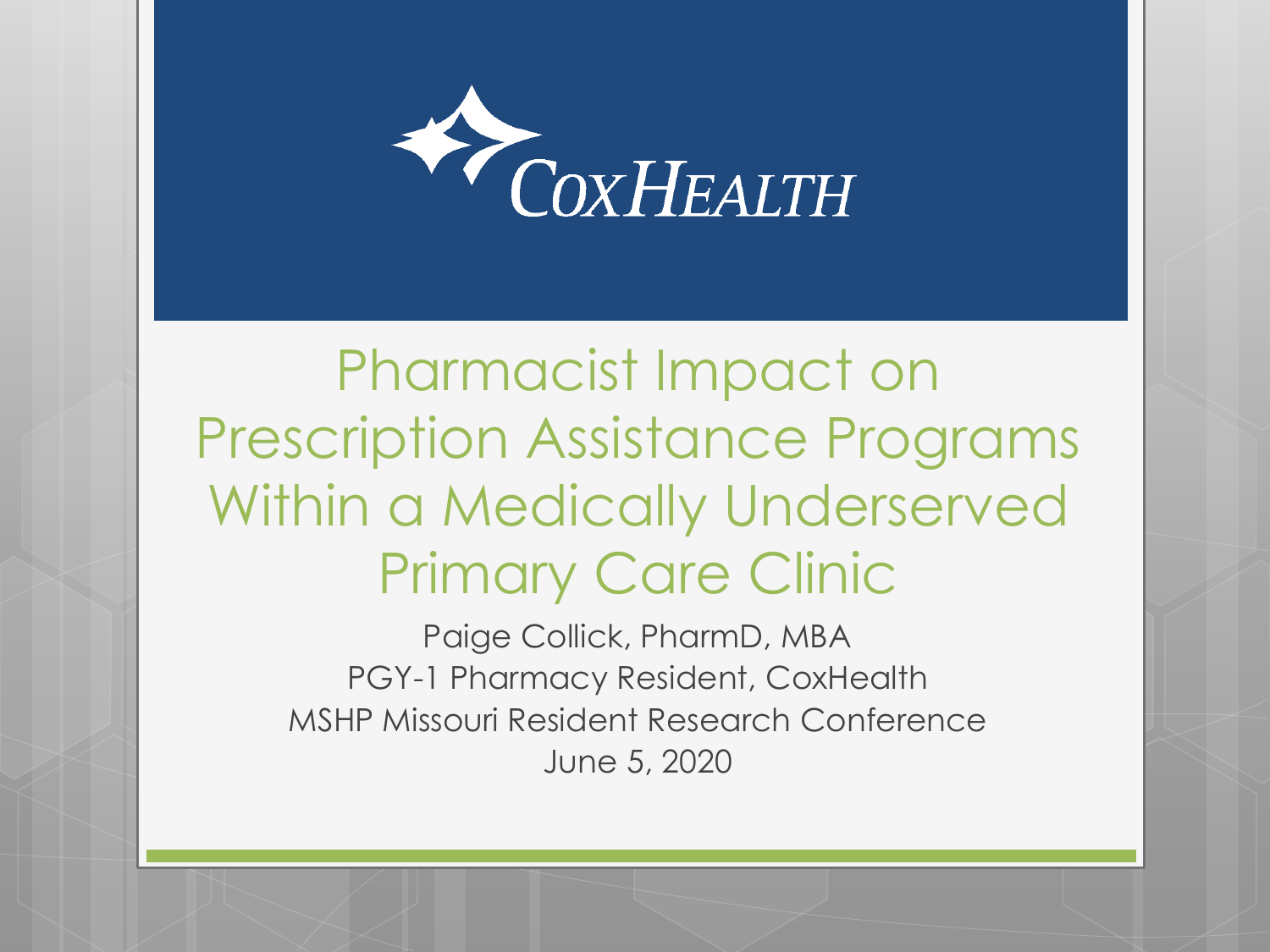CoxHealth

# Pharmacist Impact on Prescription Assistance Programs Within a Medically Underserved Primary Care Clinic

Paige Collick, PharmD, MBA

PGY-1 Pharmacy Resident, CoxHealth

MSHP Missouri Resident Research Conference

June 5, 2020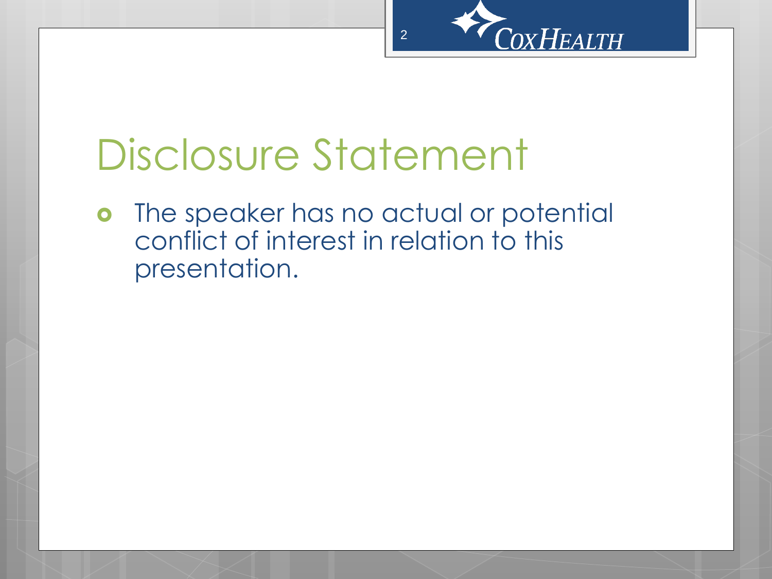# Disclosure Statement

- The speaker has no actual or potential conflict of interest in relation to this presentation.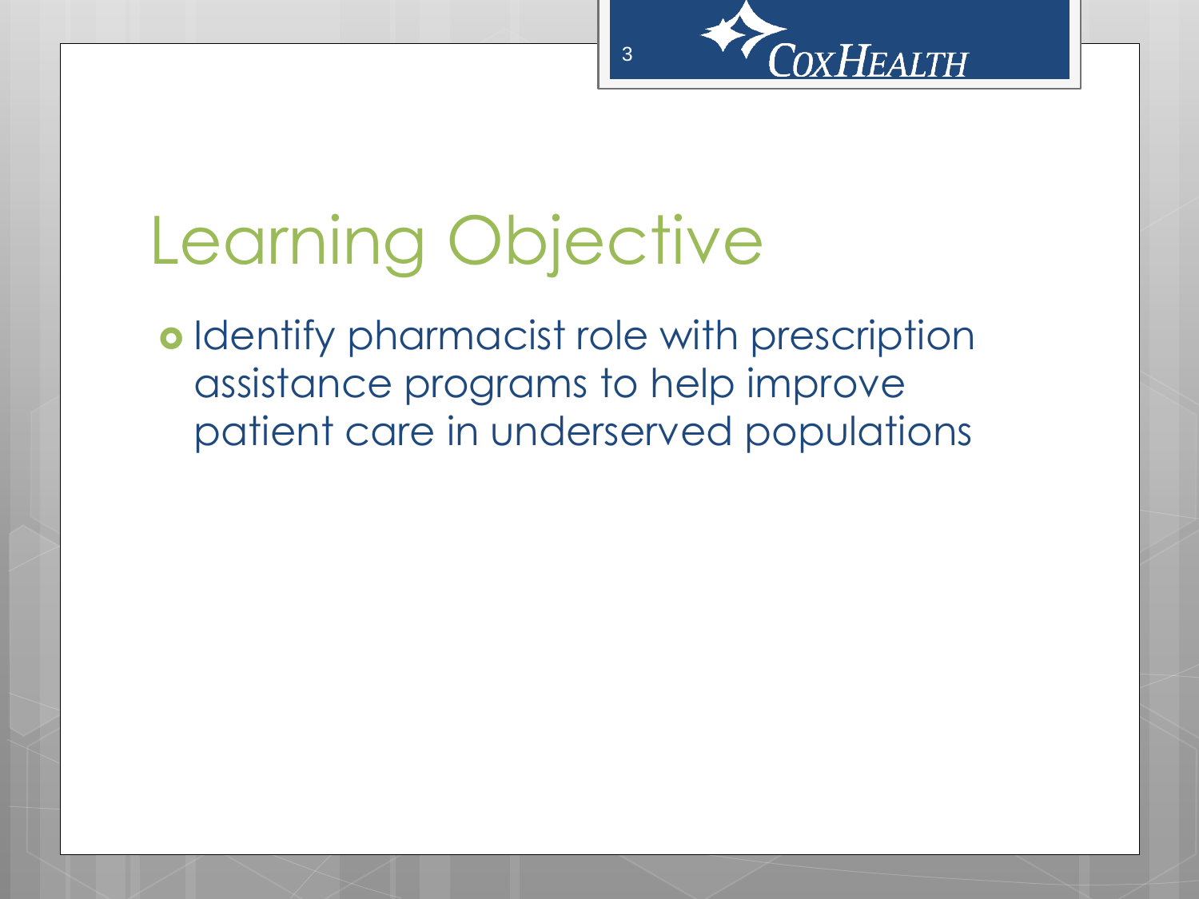# Learning Objective

- Identify pharmacist role with prescription assistance programs to help improve patient care in underserved populations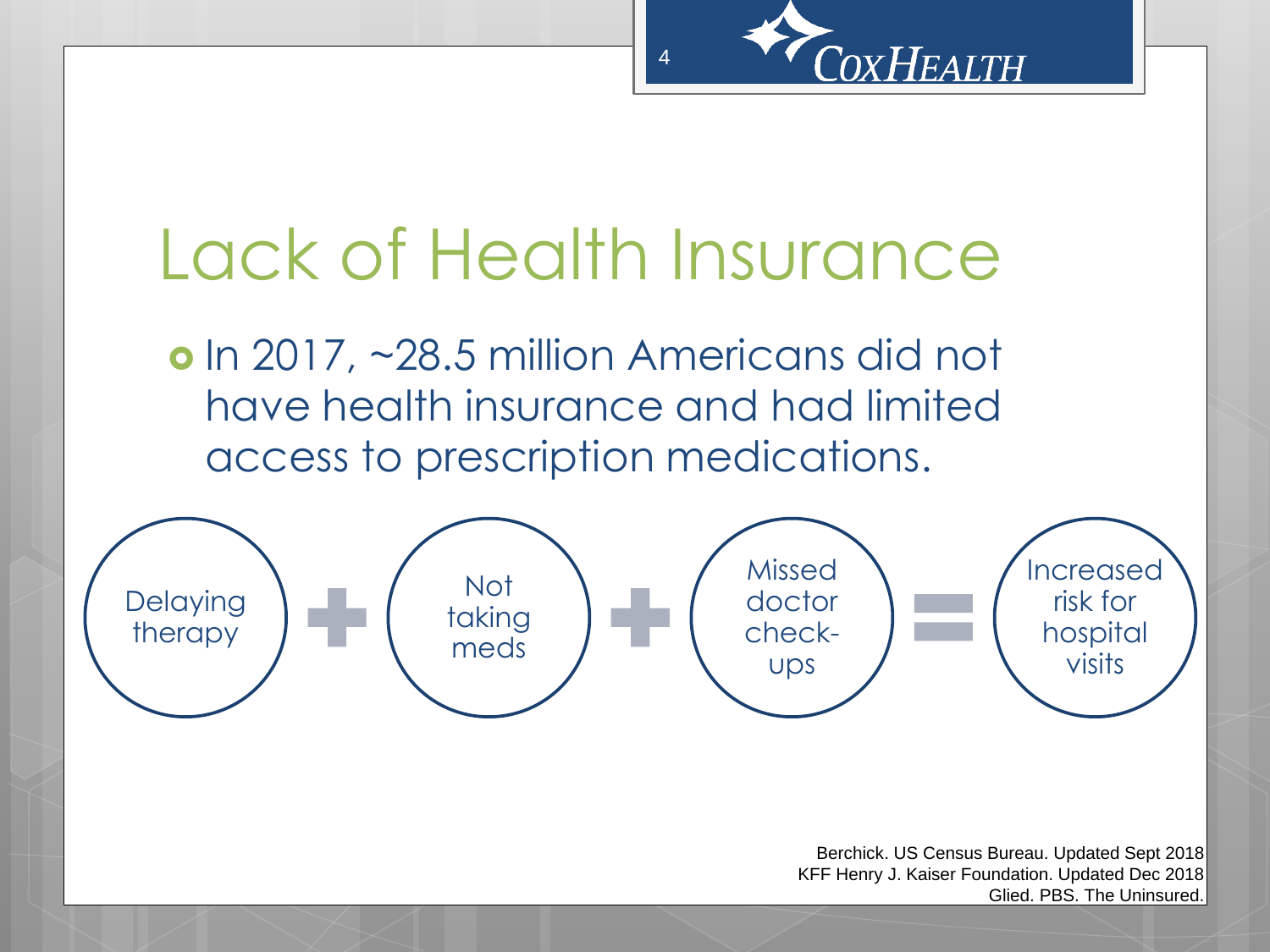# Lack of Health Insurance

- In 2017, ~28.5 million Americans did not have health insurance and had limited access to prescription medications.

Delaying therapy + Not taking meds + Missed doctor check-ups = Increased risk for hospital visits

Berchick. US Census Bureau. Updated Sept 2018
KFF Henry J. Kaiser Foundation. Updated Dec 2018
Glied. PBS. The Uninsured.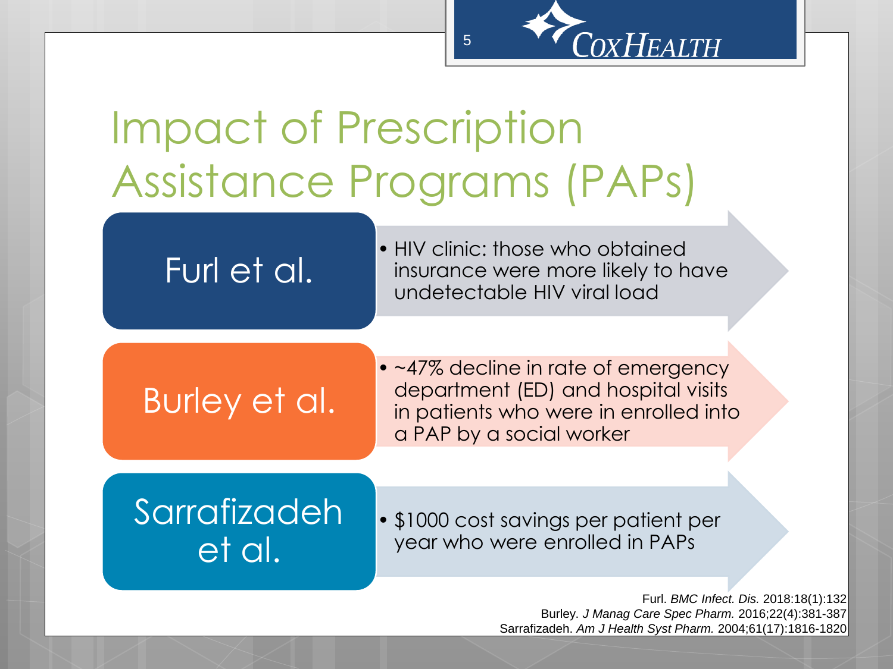# Impact of Prescription Assistance Programs (PAPs)

**Furl et al.**

- HIV clinic: those who obtained insurance were more likely to have undetectable HIV viral load

**Burley et al.**

- ~47% decline in rate of emergency department (ED) and hospital visits in patients who were in enrolled into a PAP by a social worker

**Sarrafizadeh et al.**

- $1000 cost savings per patient per year who were enrolled in PAPs

Furl. *BMC Infect. Dis.* 2018:18(1):132
Burley. *J Manag Care Spec Pharm.* 2016;22(4):381-387
Sarrafizadeh. *Am J Health Syst Pharm.* 2004;61(17):1816-1820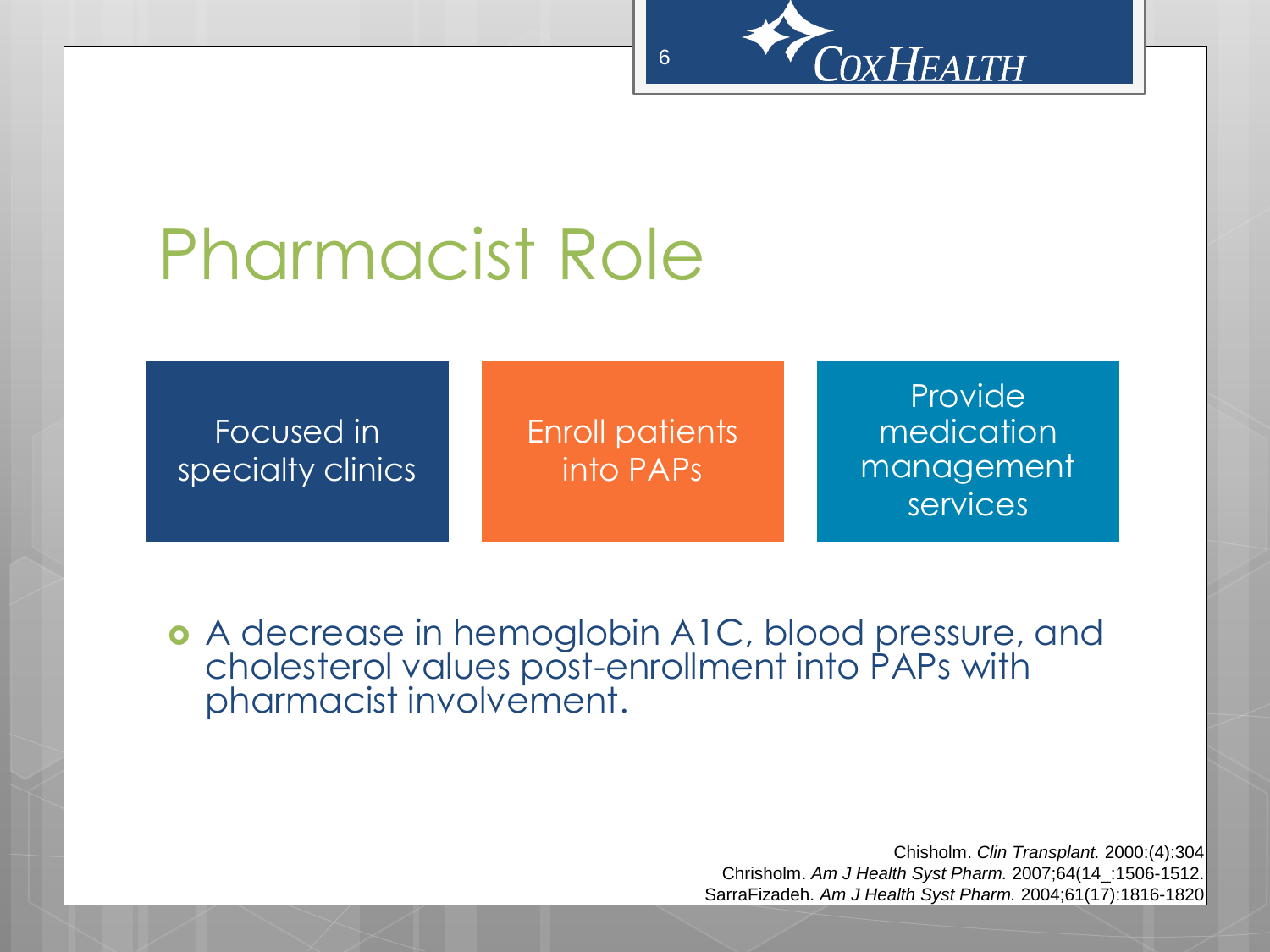# Pharmacist Role

- Focused in specialty clinics
- Enroll patients into PAPs
- Provide medication management services

- A decrease in hemoglobin A1C, blood pressure, and cholesterol values post-enrollment into PAPs with pharmacist involvement.

Chisholm. *Clin Transplant.* 2000:(4):304
Chrisholm. *Am J Health Syst Pharm.* 2007;64(14_:1506-1512.
SarraFizadeh. *Am J Health Syst Pharm.* 2004;61(17):1816-1820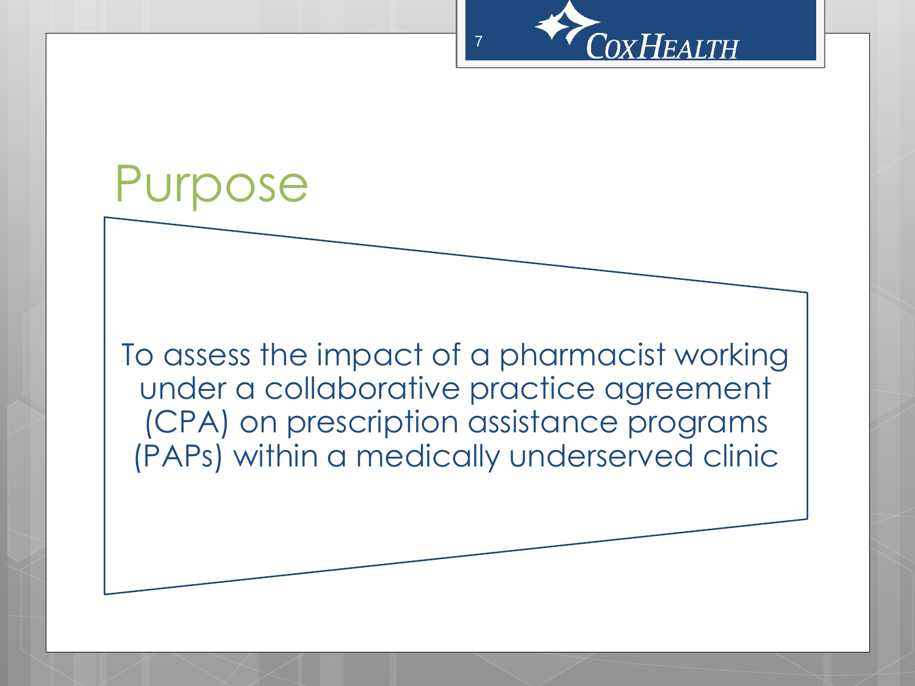# Purpose

To assess the impact of a pharmacist working under a collaborative practice agreement (CPA) on prescription assistance programs (PAPs) within a medically underserved clinic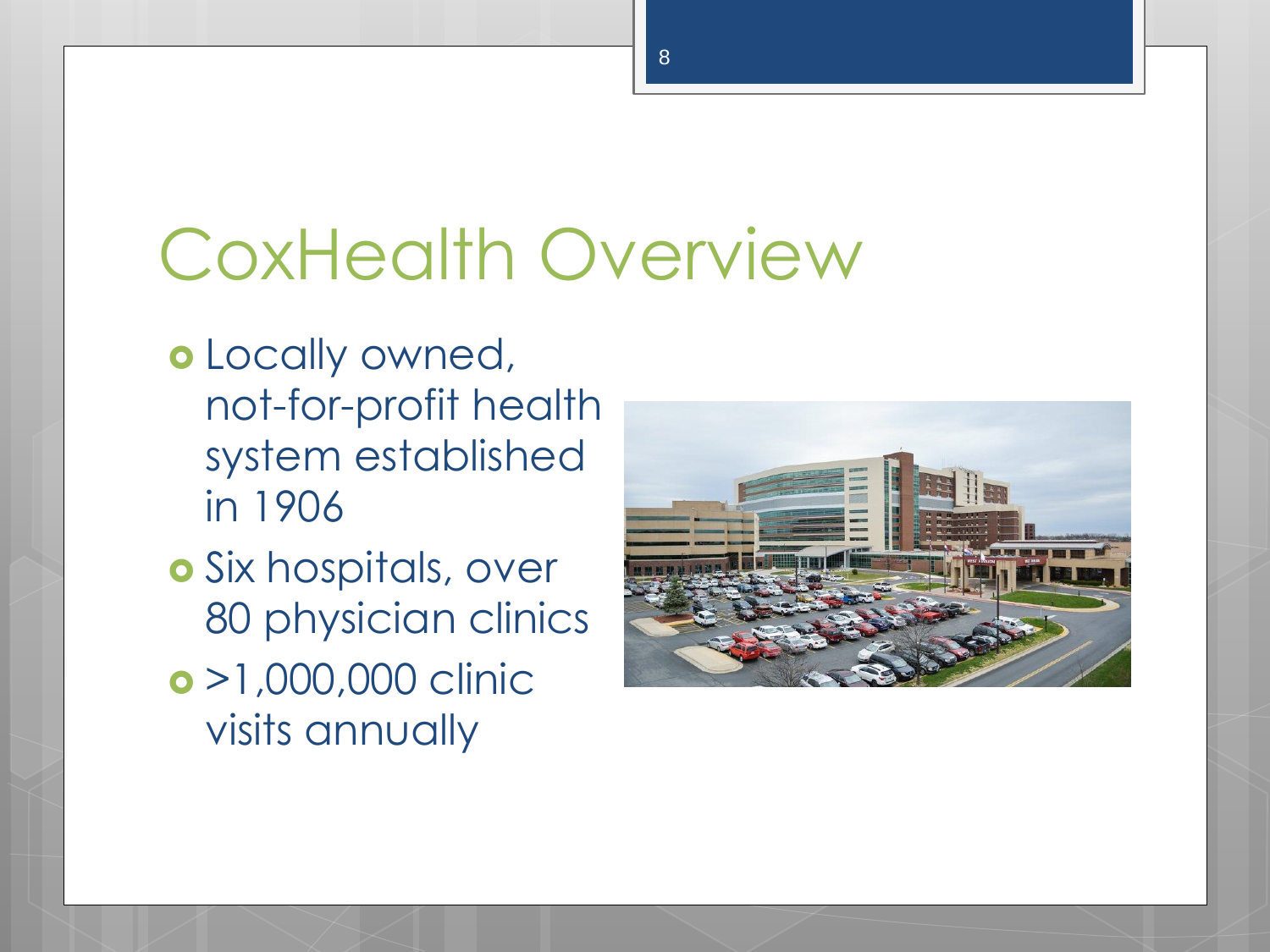# CoxHealth Overview

- Locally owned, not-for-profit health system established in 1906
- Six hospitals, over 80 physician clinics
- >1,000,000 clinic visits annually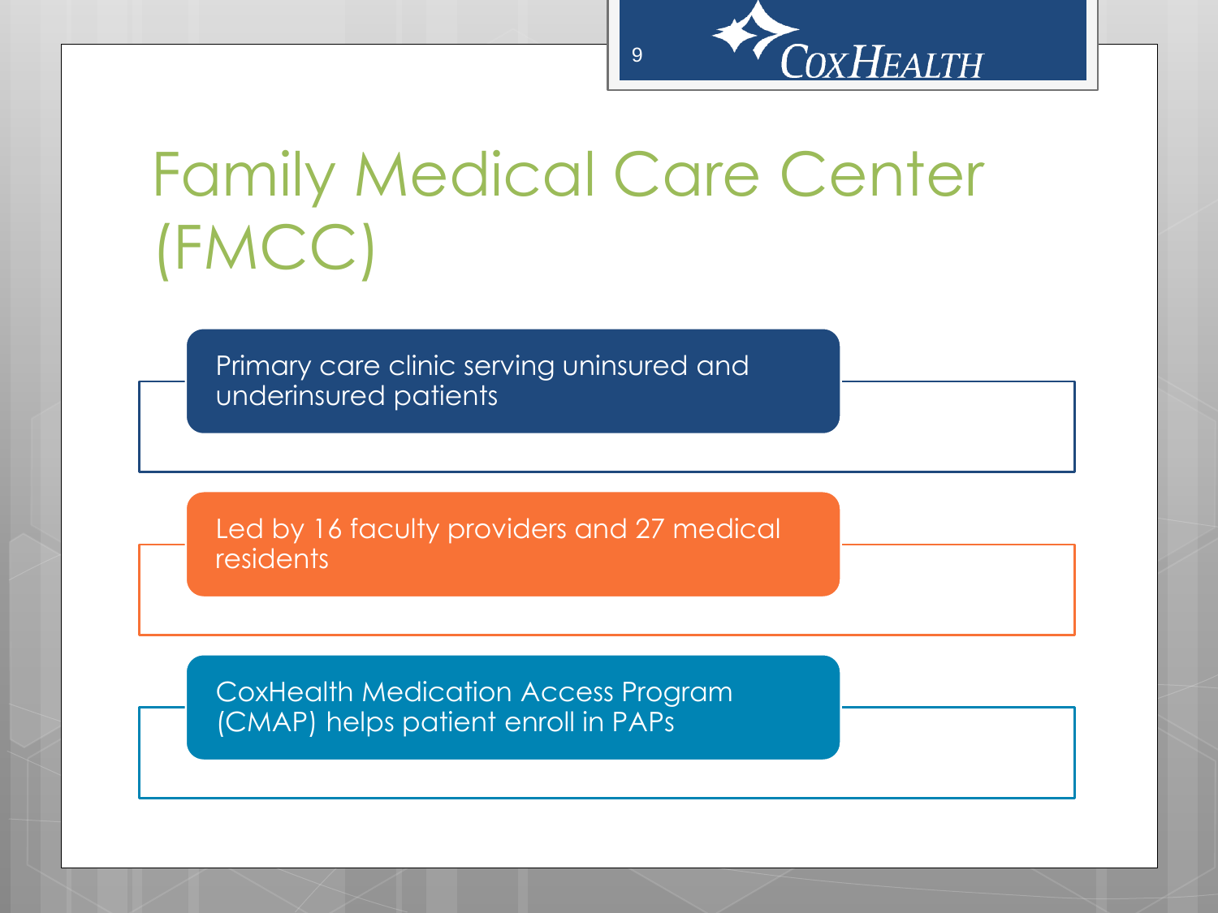# Family Medical Care Center (FMCC)

- Primary care clinic serving uninsured and underinsured patients
- Led by 16 faculty providers and 27 medical residents
- CoxHealth Medication Access Program (CMAP) helps patient enroll in PAPs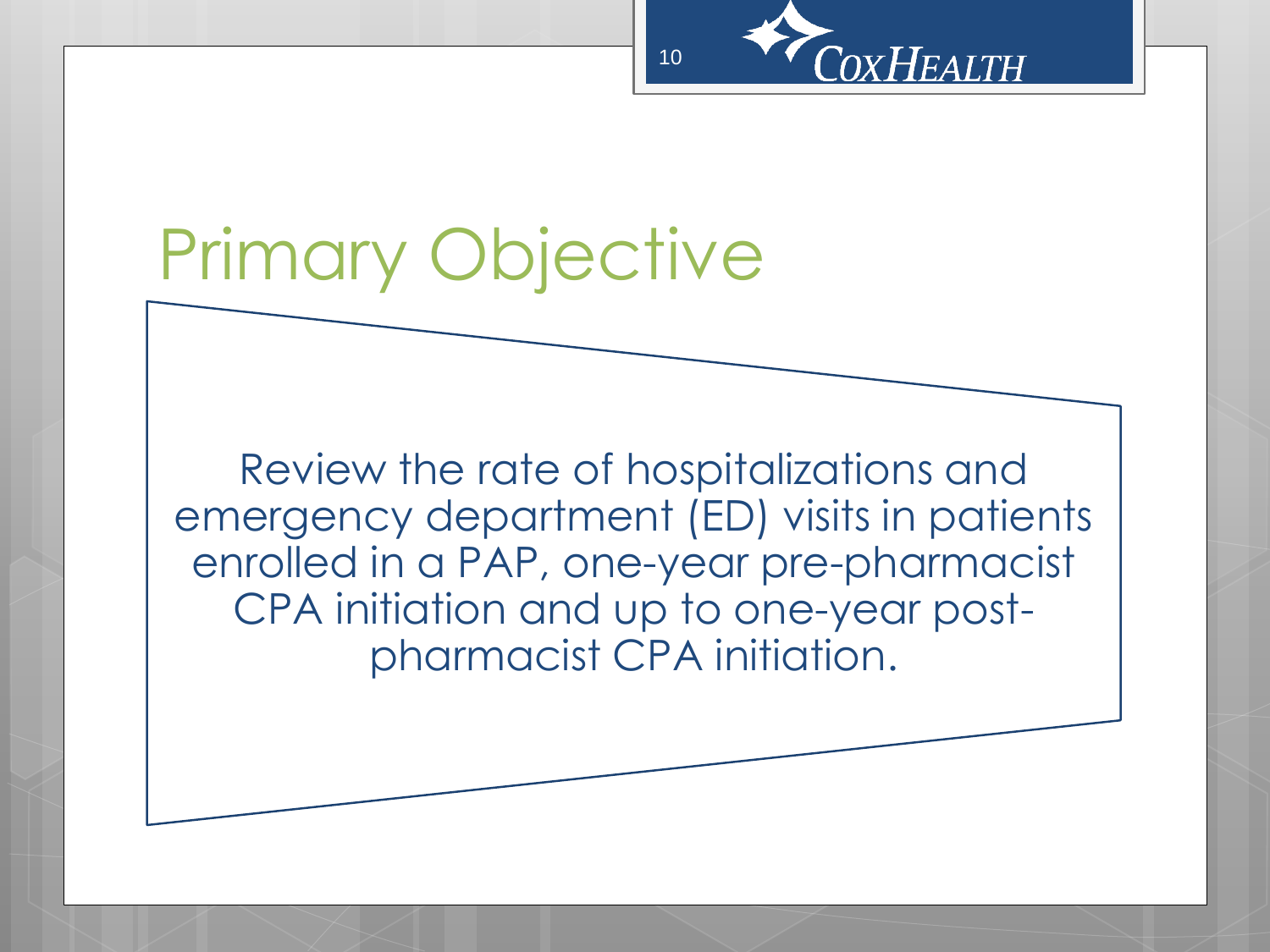# Primary Objective

Review the rate of hospitalizations and emergency department (ED) visits in patients enrolled in a PAP, one-year pre-pharmacist CPA initiation and up to one-year post-pharmacist CPA initiation.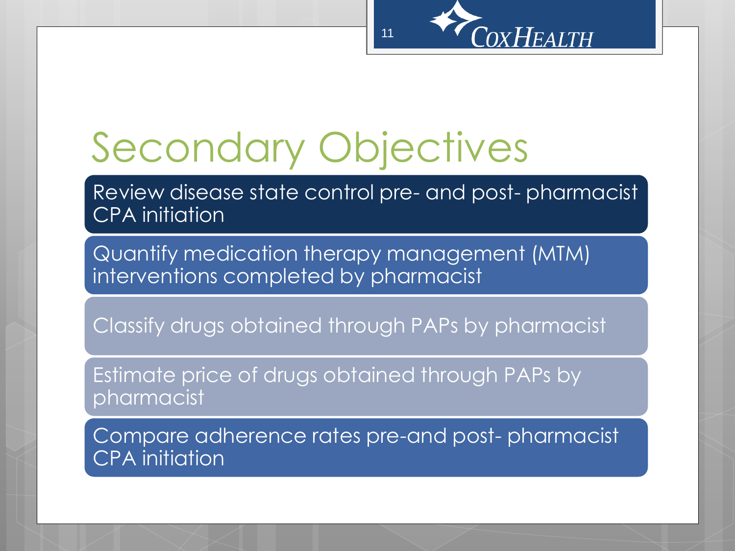# Secondary Objectives

- Review disease state control pre- and post- pharmacist CPA initiation
- Quantify medication therapy management (MTM) interventions completed by pharmacist
- Classify drugs obtained through PAPs by pharmacist
- Estimate price of drugs obtained through PAPs by pharmacist
- Compare adherence rates pre-and post- pharmacist CPA initiation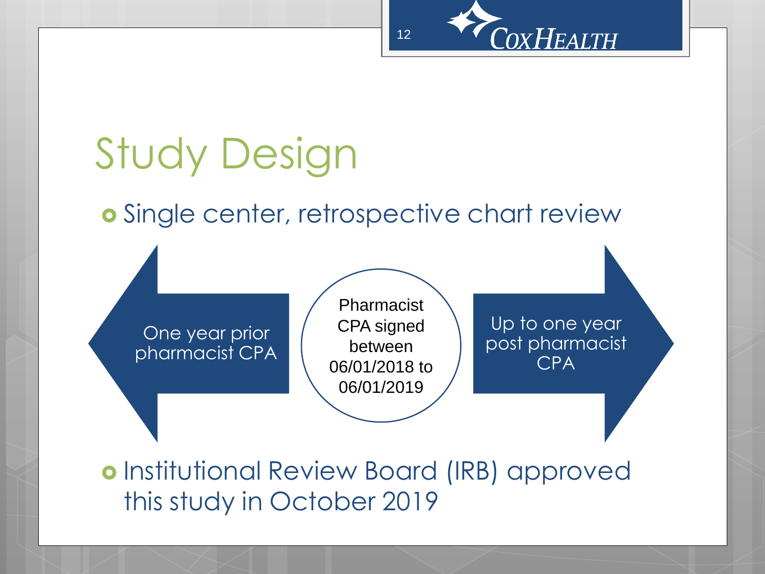# Study Design

- Single center, retrospective chart review

One year prior pharmacist CPA

Pharmacist CPA signed between 06/01/2018 to 06/01/2019

Up to one year post pharmacist CPA

- Institutional Review Board (IRB) approved this study in October 2019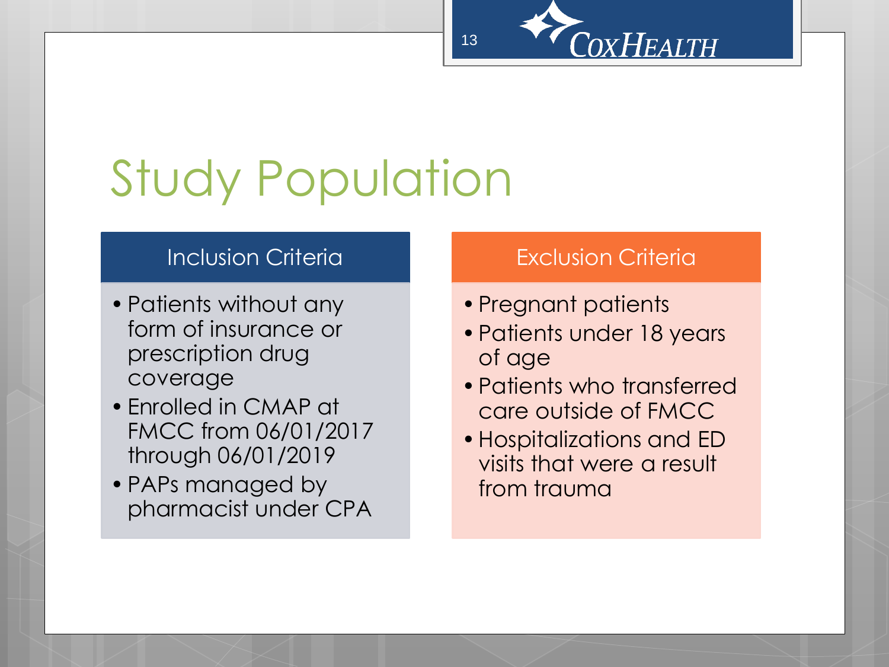# Study Population

## Inclusion Criteria

- Patients without any form of insurance or prescription drug coverage
- Enrolled in CMAP at FMCC from 06/01/2017 through 06/01/2019
- PAPs managed by pharmacist under CPA

## Exclusion Criteria

- Pregnant patients
- Patients under 18 years of age
- Patients who transferred care outside of FMCC
- Hospitalizations and ED visits that were a result from trauma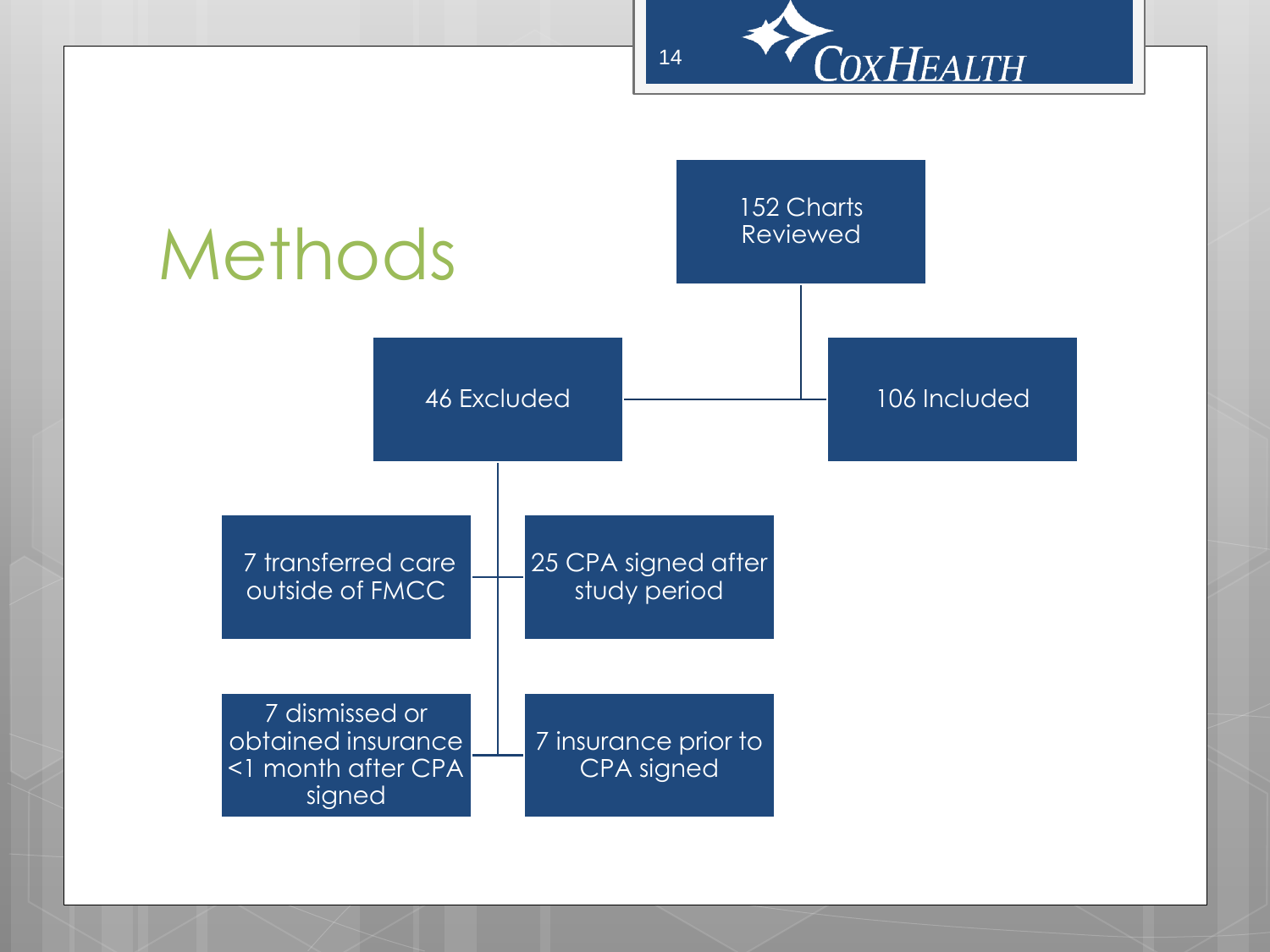# Methods

- 152 Charts Reviewed
  - 106 Included
  - 46 Excluded
    - 7 transferred care outside of FMCC
    - 25 CPA signed after study period
    - 7 dismissed or obtained insurance <1 month after CPA signed
    - 7 insurance prior to CPA signed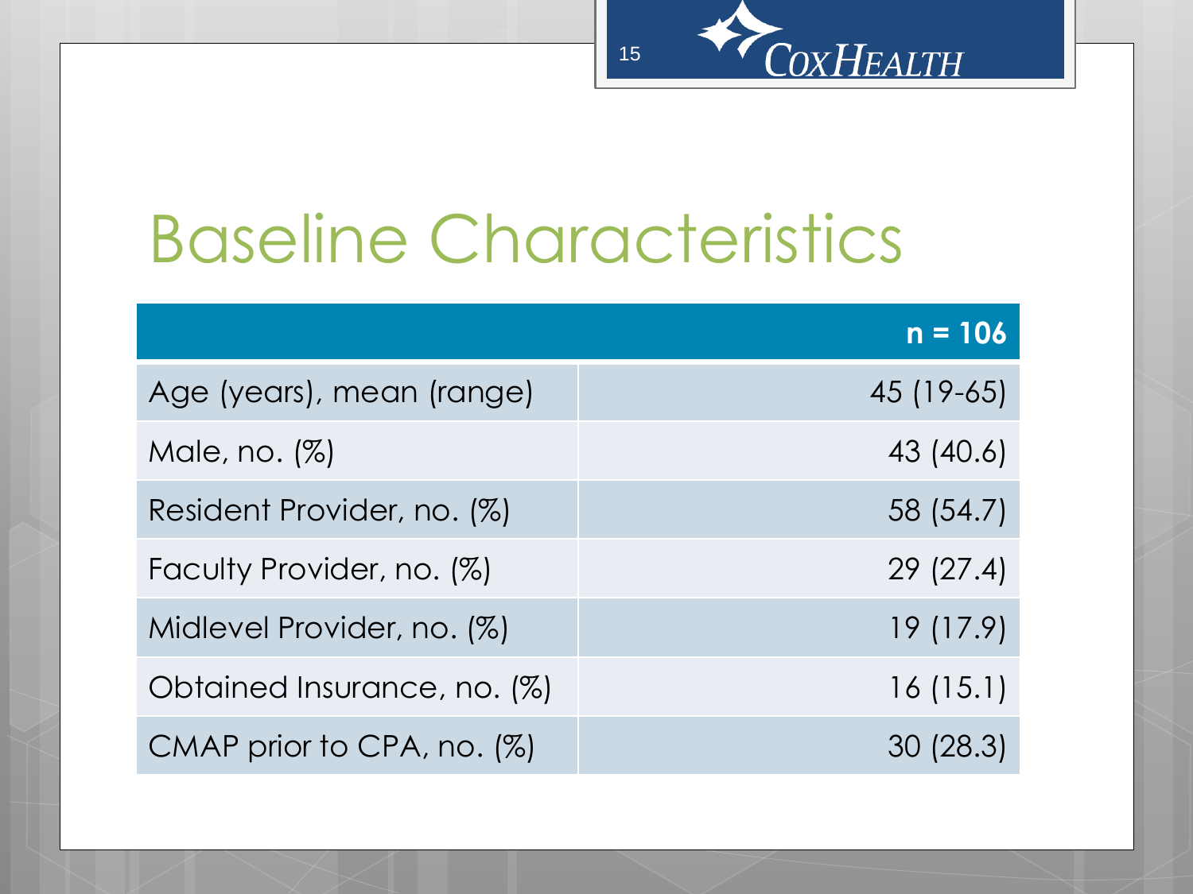# Baseline Characteristics

| | n = 106 |
|---|---|
| Age (years), mean (range) | 45 (19-65) |
| Male, no. (%) | 43 (40.6) |
| Resident Provider, no. (%) | 58 (54.7) |
| Faculty Provider, no. (%) | 29 (27.4) |
| Midlevel Provider, no. (%) | 19 (17.9) |
| Obtained Insurance, no. (%) | 16 (15.1) |
| CMAP prior to CPA, no. (%) | 30 (28.3) |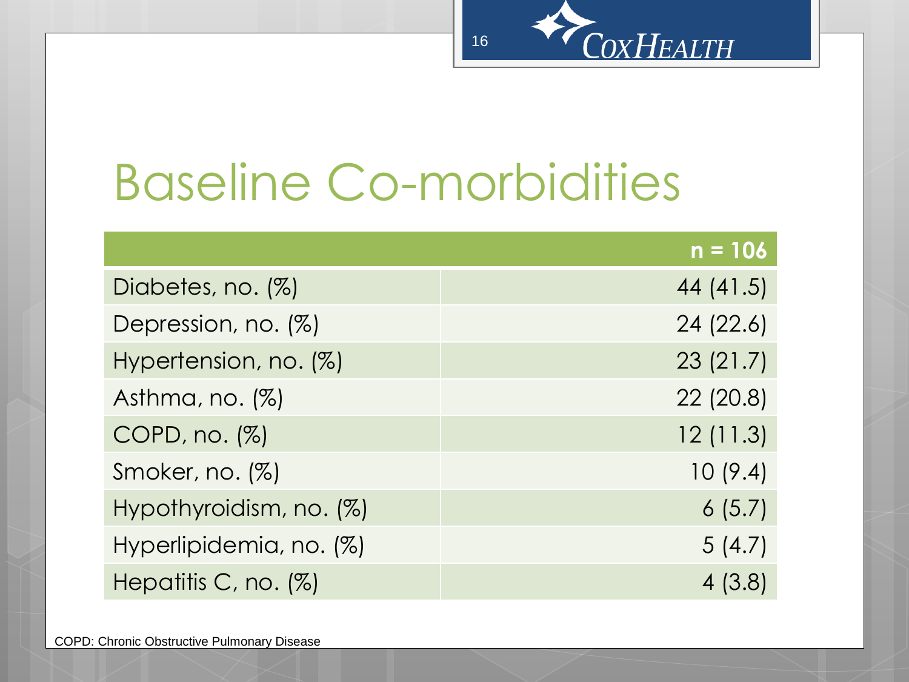# Baseline Co-morbidities

| | n = 106 |
|---|---|
| Diabetes, no. (%) | 44 (41.5) |
| Depression, no. (%) | 24 (22.6) |
| Hypertension, no. (%) | 23 (21.7) |
| Asthma, no. (%) | 22 (20.8) |
| COPD, no. (%) | 12 (11.3) |
| Smoker, no. (%) | 10 (9.4) |
| Hypothyroidism, no. (%) | 6 (5.7) |
| Hyperlipidemia, no. (%) | 5 (4.7) |
| Hepatitis C, no. (%) | 4 (3.8) |

COPD: Chronic Obstructive Pulmonary Disease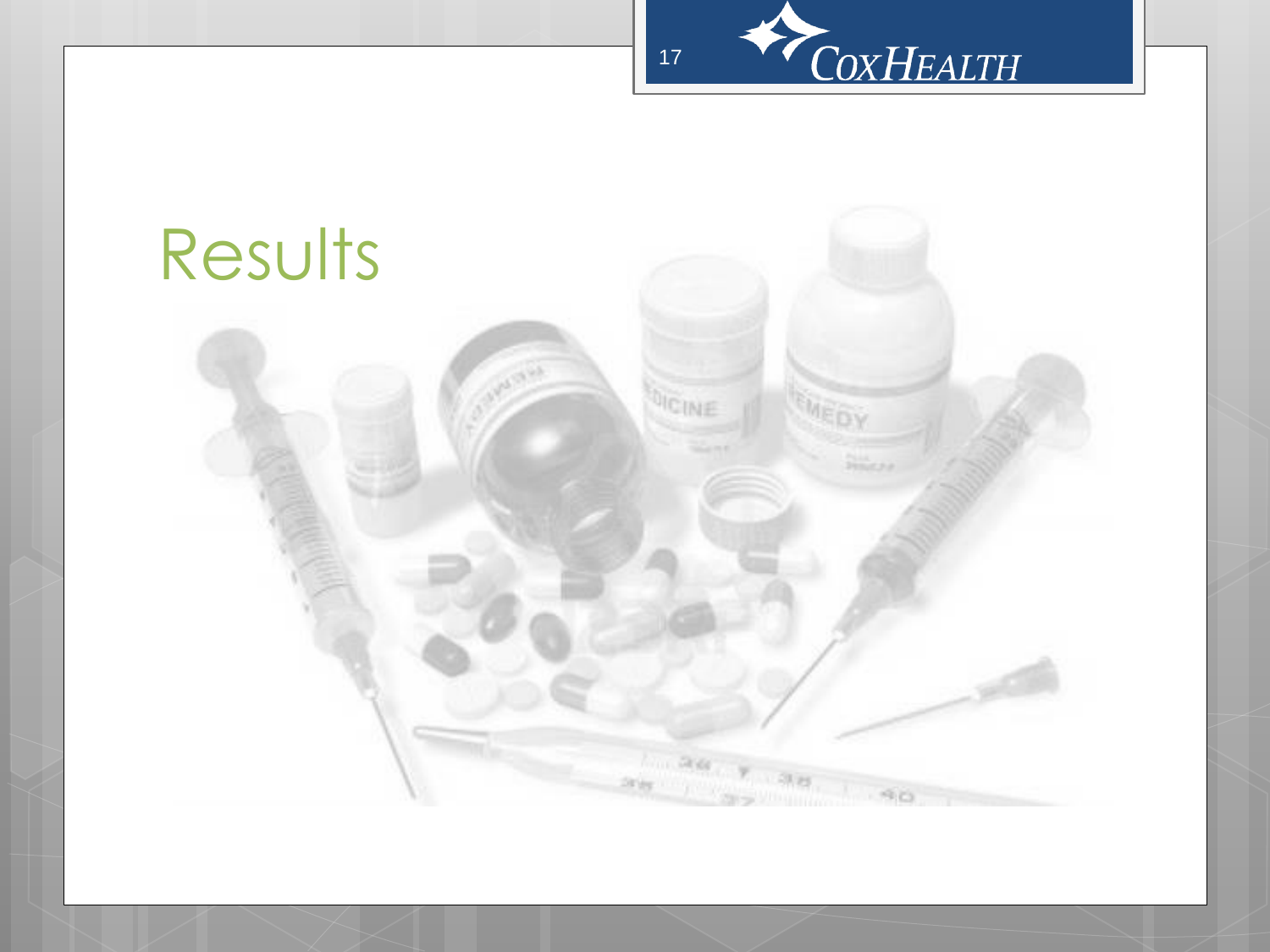# Results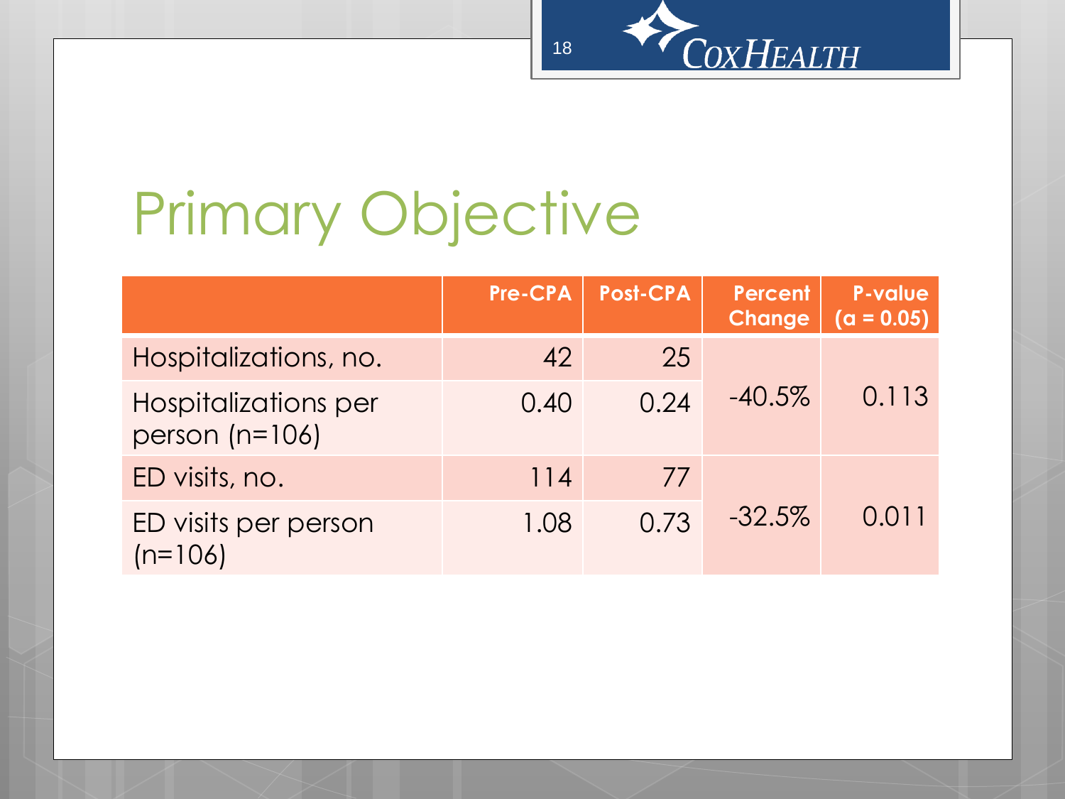# Primary Objective

| | Pre-CPA | Post-CPA | Percent Change | P-value ($\alpha$ = 0.05) |
|---|---|---|---|---|
| Hospitalizations, no. | 42 | 25 | -40.5% | 0.113 |
| Hospitalizations per person (n=106) | 0.40 | 0.24 | | |
| ED visits, no. | 114 | 77 | -32.5% | 0.011 |
| ED visits per person (n=106) | 1.08 | 0.73 | | |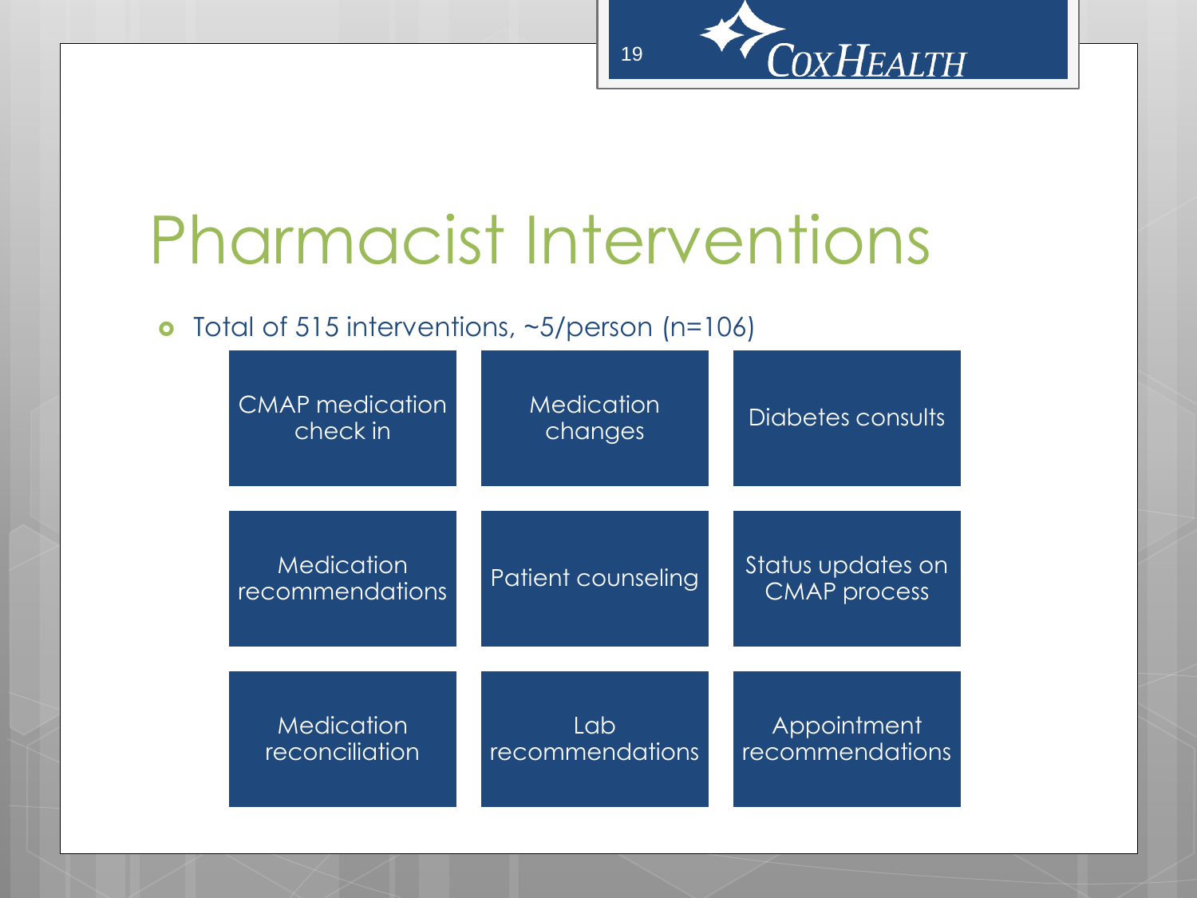# Pharmacist Interventions

- Total of 515 interventions, ~5/person (n=106)

| | | |
|---|---|---|
| CMAP medication check in | Medication changes | Diabetes consults |
| Medication recommendations | Patient counseling | Status updates on CMAP process |
| Medication reconciliation | Lab recommendations | Appointment recommendations |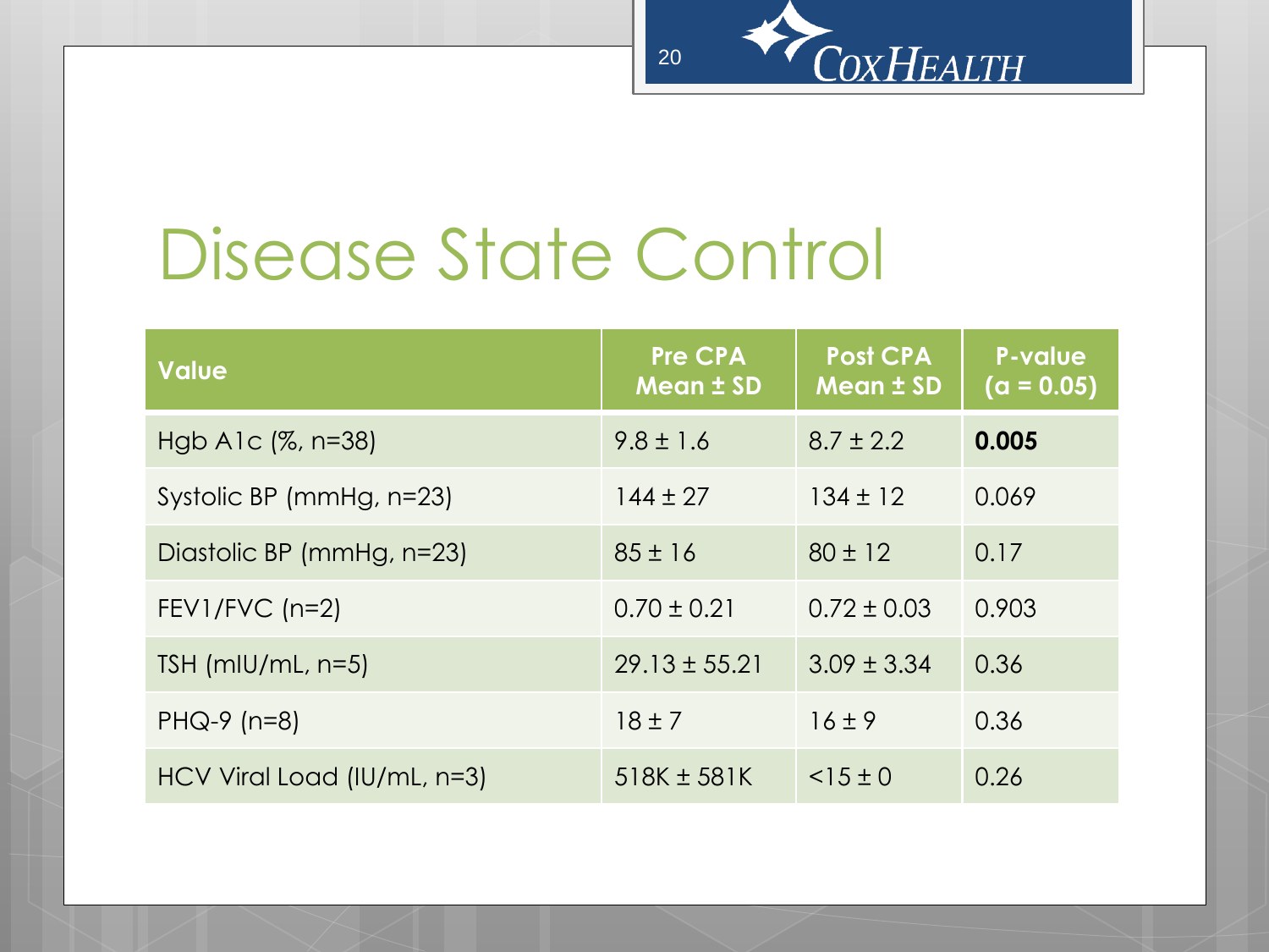# Disease State Control

| Value | Pre CPA Mean ± SD | Post CPA Mean ± SD | P-value (α = 0.05) |
|---|---|---|---|
| Hgb A1c (%, n=38) | 9.8 ± 1.6 | 8.7 ± 2.2 | **0.005** |
| Systolic BP (mmHg, n=23) | 144 ± 27 | 134 ± 12 | 0.069 |
| Diastolic BP (mmHg, n=23) | 85 ± 16 | 80 ± 12 | 0.17 |
| FEV1/FVC (n=2) | 0.70 ± 0.21 | 0.72 ± 0.03 | 0.903 |
| TSH (mIU/mL, n=5) | 29.13 ± 55.21 | 3.09 ± 3.34 | 0.36 |
| PHQ-9 (n=8) | 18 ± 7 | 16 ± 9 | 0.36 |
| HCV Viral Load (IU/mL, n=3) | 518K ± 581K | <15 ± 0 | 0.26 |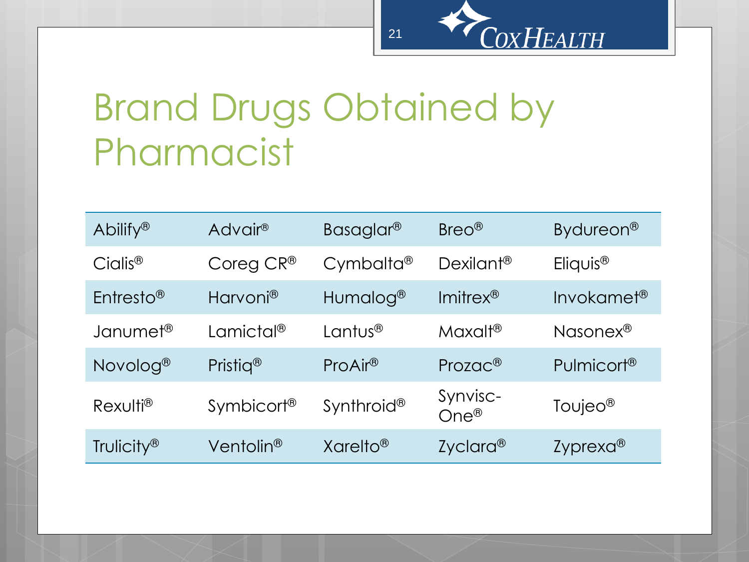# Brand Drugs Obtained by Pharmacist

| | | | | |
|---|---|---|---|---|
| Abilify® | Advair® | Basaglar® | Breo® | Bydureon® |
| Cialis® | Coreg CR® | Cymbalta® | Dexilant® | Eliquis® |
| Entresto® | Harvoni® | Humalog® | Imitrex® | Invokamet® |
| Janumet® | Lamictal® | Lantus® | Maxalt® | Nasonex® |
| Novolog® | Pristiq® | ProAir® | Prozac® | Pulmicort® |
| Rexulti® | Symbicort® | Synthroid® | Synvisc-One® | Toujeo® |
| Trulicity® | Ventolin® | Xarelto® | Zyclara® | Zyprexa® |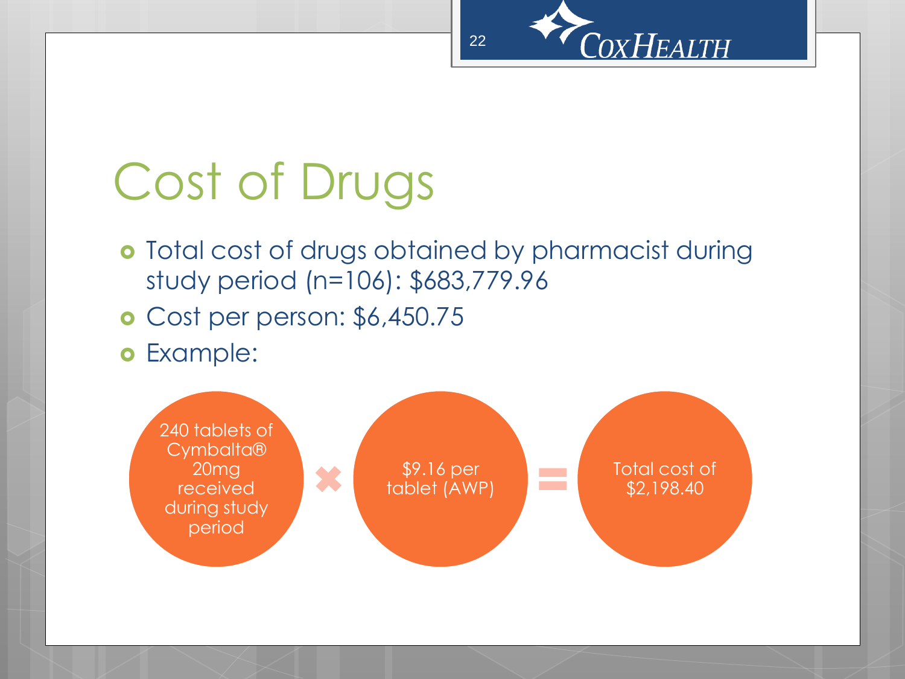# Cost of Drugs

- Total cost of drugs obtained by pharmacist during study period (n=106): $683,779.96
- Cost per person: $6,450.75
- Example:

240 tablets of Cymbalta® 20mg received during study period × $9.16 per tablet (AWP) = Total cost of $2,198.40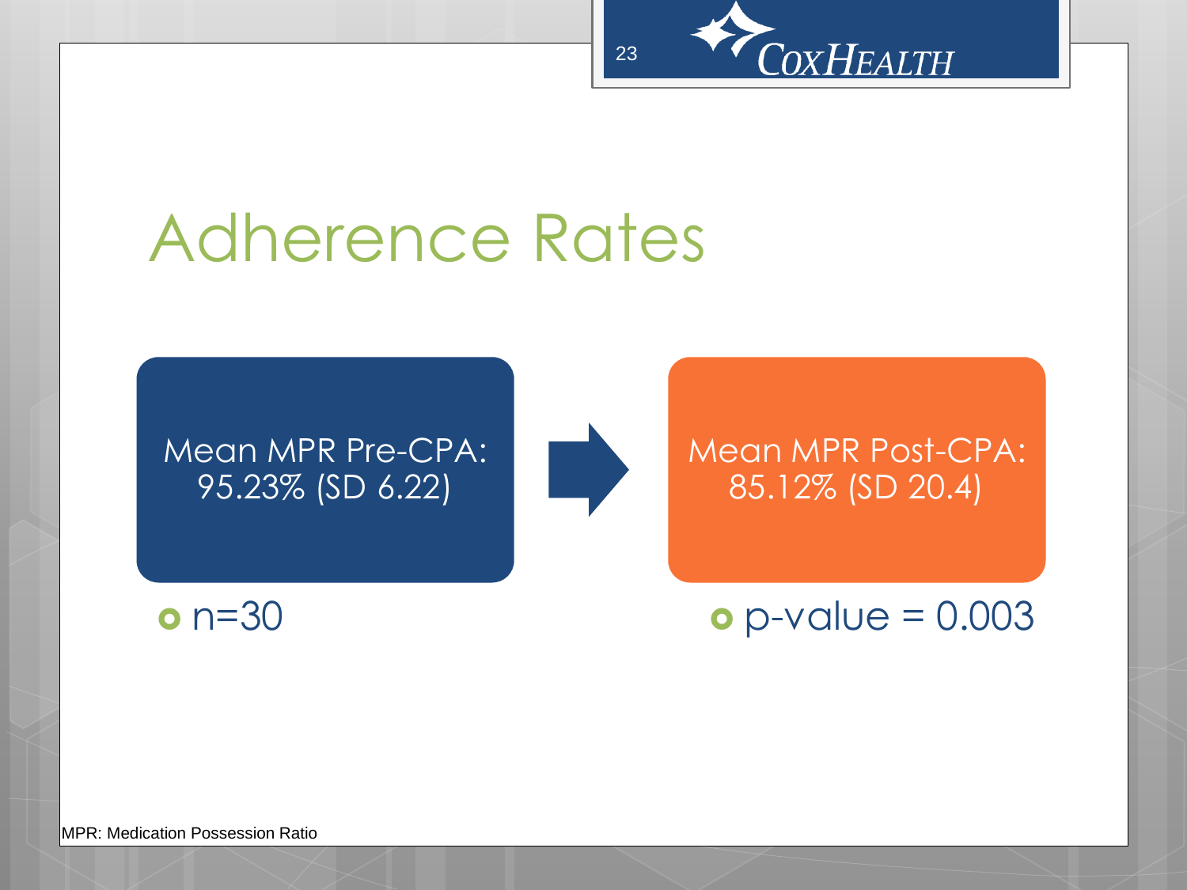# Adherence Rates

Mean MPR Pre-CPA: 95.23% (SD 6.22)

Mean MPR Post-CPA: 85.12% (SD 20.4)

- n=30
- p-value = 0.003

MPR: Medication Possession Ratio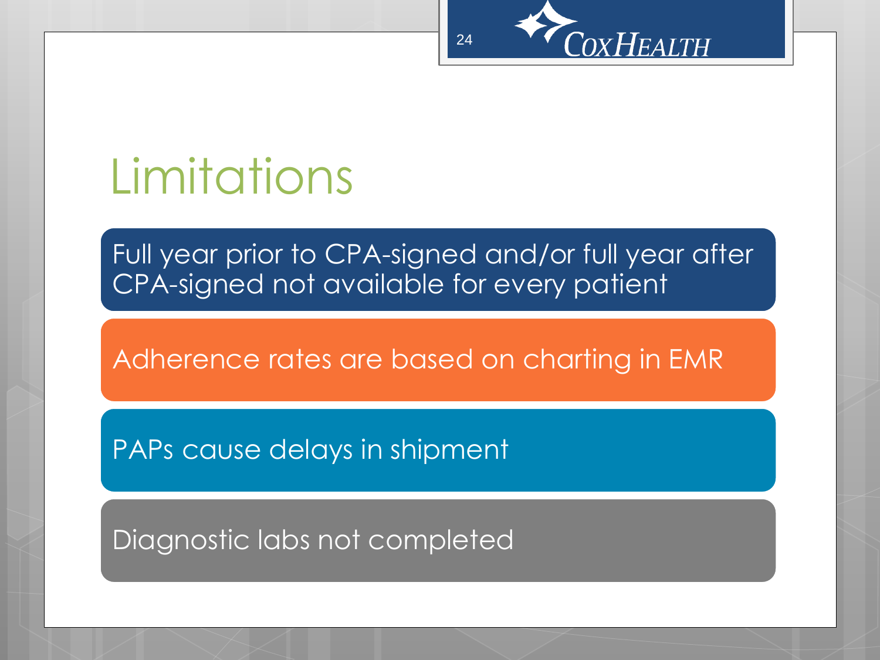# Limitations

- Full year prior to CPA-signed and/or full year after CPA-signed not available for every patient
- Adherence rates are based on charting in EMR
- PAPs cause delays in shipment
- Diagnostic labs not completed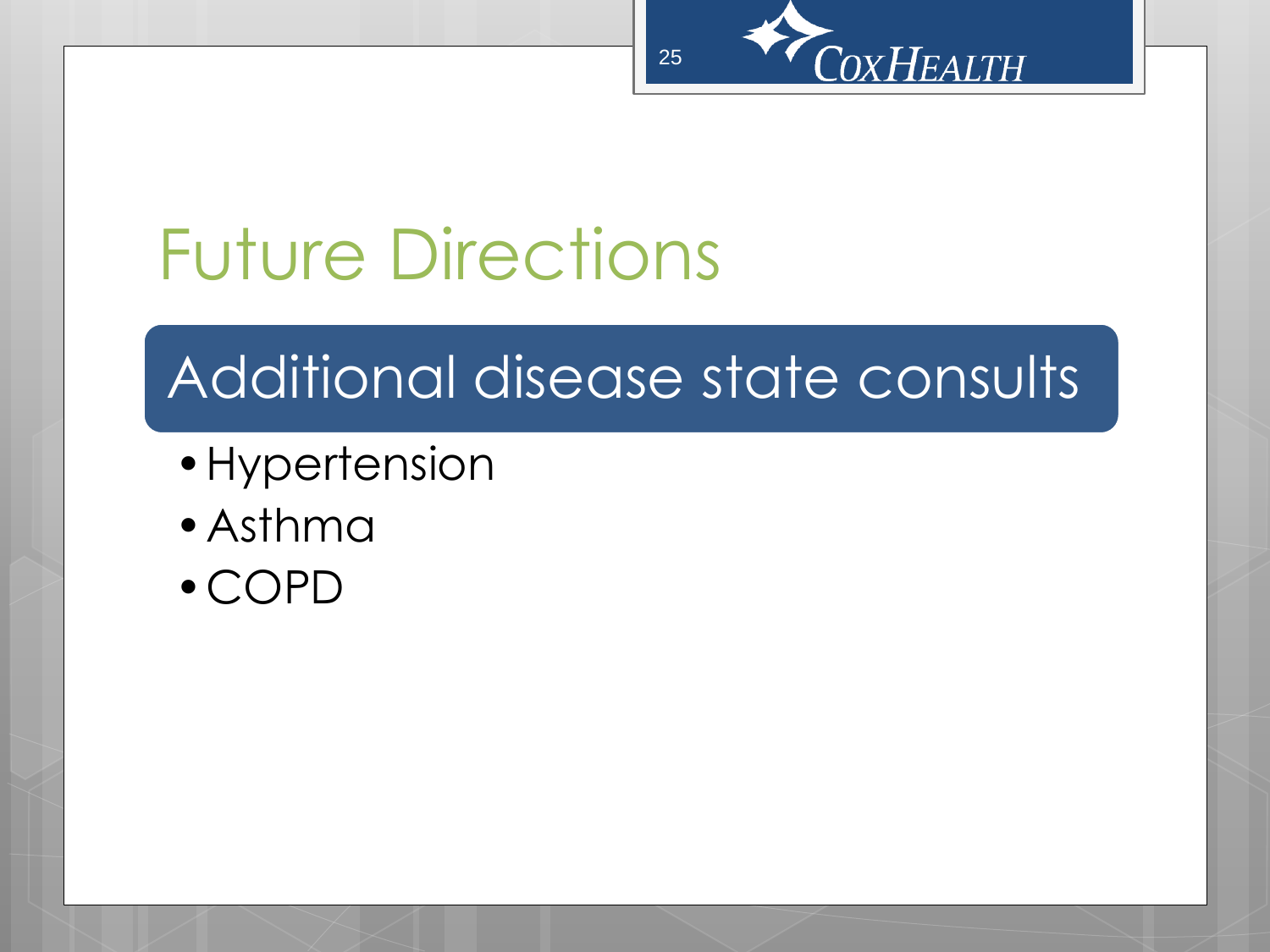# Future Directions

## Additional disease state consults

- Hypertension
- Asthma
- COPD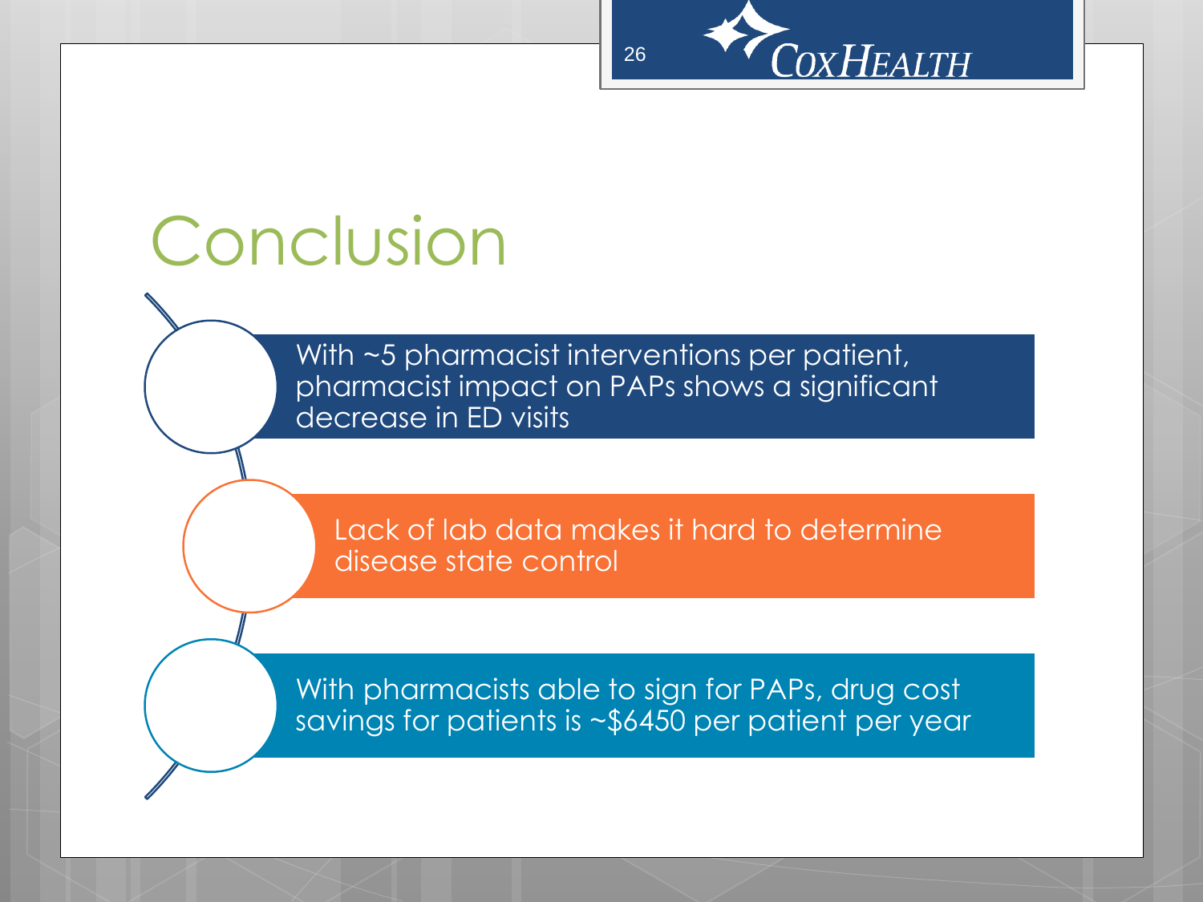# Conclusion

- With ~5 pharmacist interventions per patient, pharmacist impact on PAPs shows a significant decrease in ED visits
- Lack of lab data makes it hard to determine disease state control
- With pharmacists able to sign for PAPs, drug cost savings for patients is ~$6450 per patient per year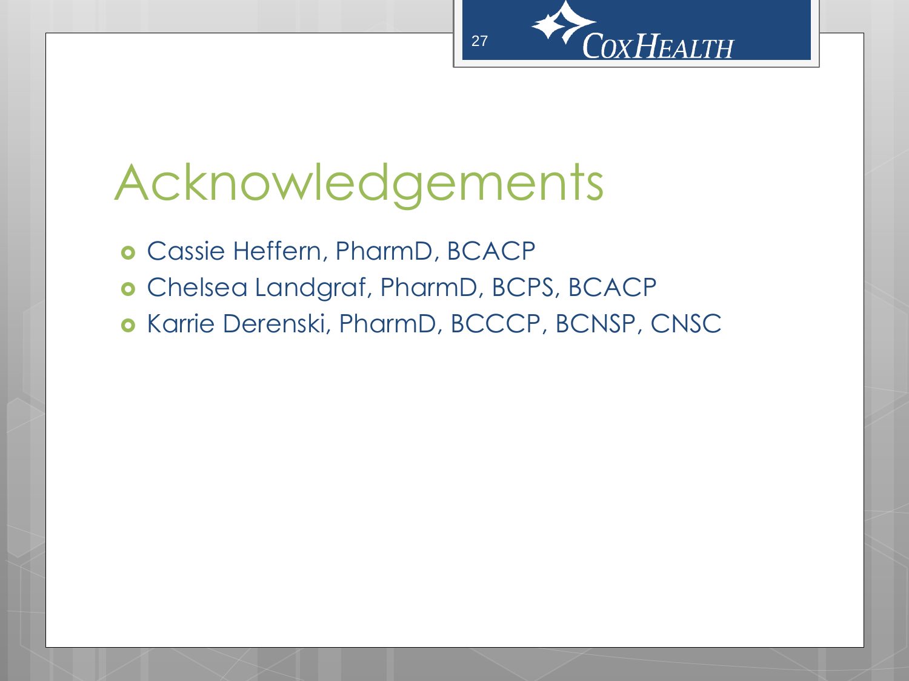# Acknowledgements

- Cassie Heffern, PharmD, BCACP
- Chelsea Landgraf, PharmD, BCPS, BCACP
- Karrie Derenski, PharmD, BCCCP, BCNSP, CNSC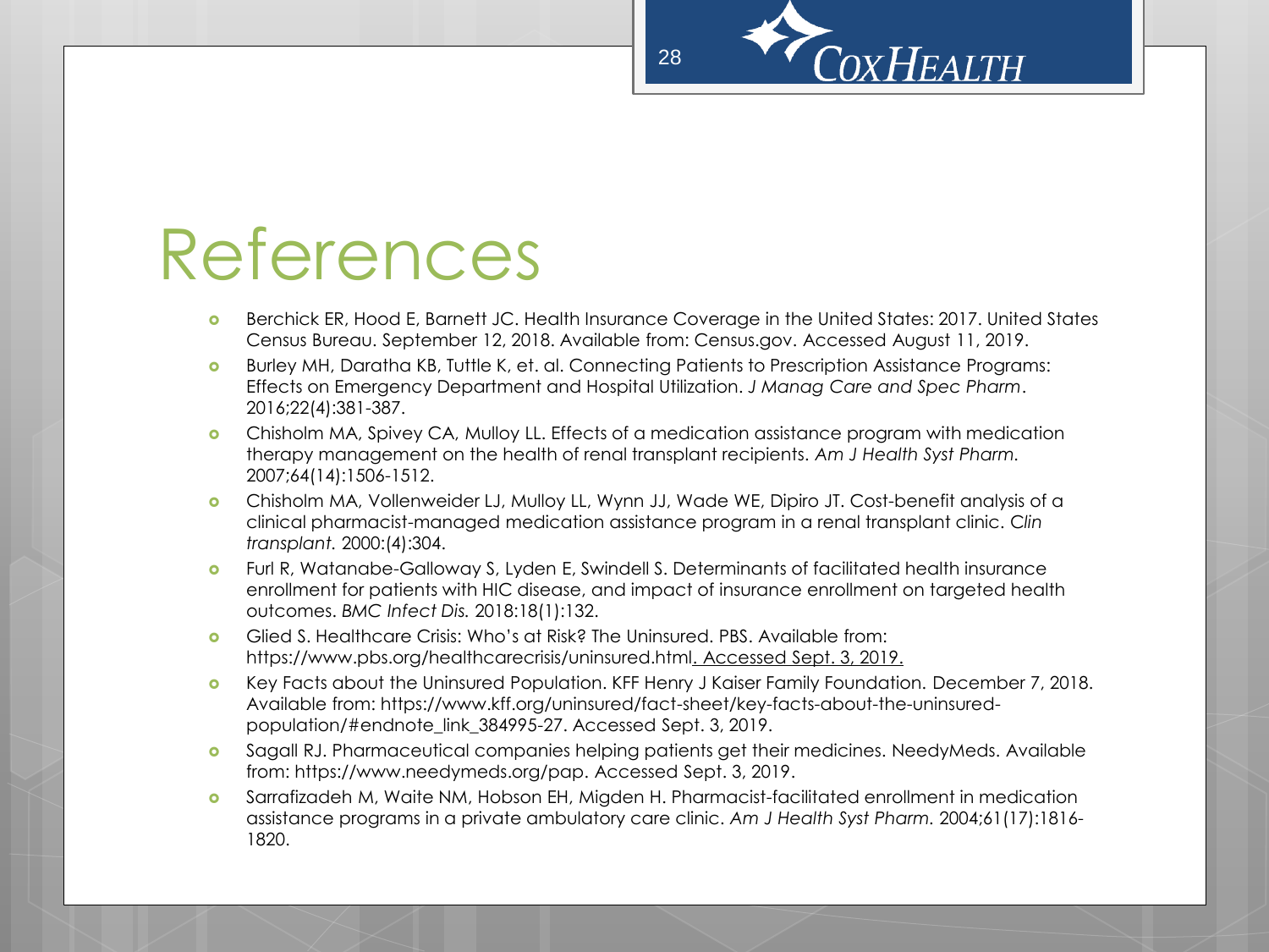# References

- Berchick ER, Hood E, Barnett JC. Health Insurance Coverage in the United States: 2017. United States Census Bureau. September 12, 2018. Available from: Census.gov. Accessed August 11, 2019.
- Burley MH, Daratha KB, Tuttle K, et. al. Connecting Patients to Prescription Assistance Programs: Effects on Emergency Department and Hospital Utilization. *J Manag Care and Spec Pharm*. 2016;22(4):381-387.
- Chisholm MA, Spivey CA, Mulloy LL. Effects of a medication assistance program with medication therapy management on the health of renal transplant recipients. *Am J Health Syst Pharm.* 2007;64(14):1506-1512.
- Chisholm MA, Vollenweider LJ, Mulloy LL, Wynn JJ, Wade WE, Dipiro JT. Cost-benefit analysis of a clinical pharmacist-managed medication assistance program in a renal transplant clinic. *Clin transplant.* 2000:(4):304.
- Furl R, Watanabe-Galloway S, Lyden E, Swindell S. Determinants of facilitated health insurance enrollment for patients with HIC disease, and impact of insurance enrollment on targeted health outcomes. *BMC Infect Dis.* 2018:18(1):132.
- Glied S. Healthcare Crisis: Who's at Risk? The Uninsured. PBS. Available from: https://www.pbs.org/healthcarecrisis/uninsured.html. Accessed Sept. 3, 2019.
- Key Facts about the Uninsured Population. KFF Henry J Kaiser Family Foundation. December 7, 2018. Available from: https://www.kff.org/uninsured/fact-sheet/key-facts-about-the-uninsured-population/#endnote_link_384995-27. Accessed Sept. 3, 2019.
- Sagall RJ. Pharmaceutical companies helping patients get their medicines. NeedyMeds. Available from: https://www.needymeds.org/pap. Accessed Sept. 3, 2019.
- Sarrafizadeh M, Waite NM, Hobson EH, Migden H. Pharmacist-facilitated enrollment in medication assistance programs in a private ambulatory care clinic. *Am J Health Syst Pharm.* 2004;61(17):1816-1820.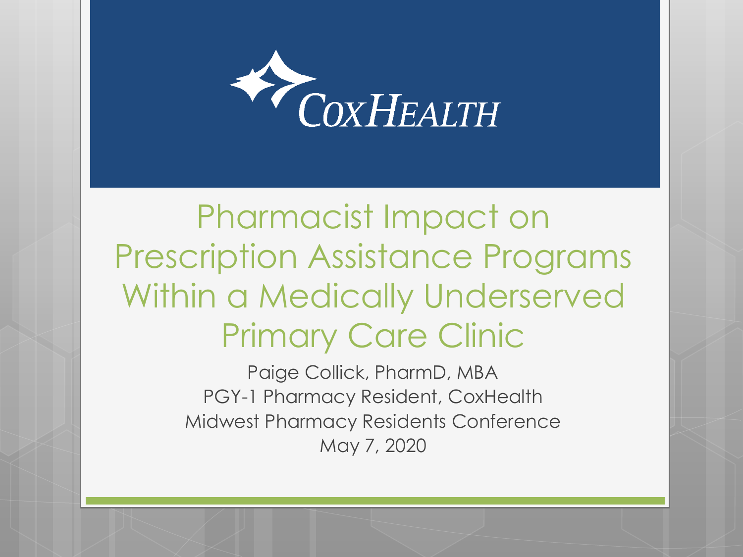CoxHealth

# Pharmacist Impact on Prescription Assistance Programs Within a Medically Underserved Primary Care Clinic

Paige Collick, PharmD, MBA
PGY-1 Pharmacy Resident, CoxHealth
Midwest Pharmacy Residents Conference
May 7, 2020